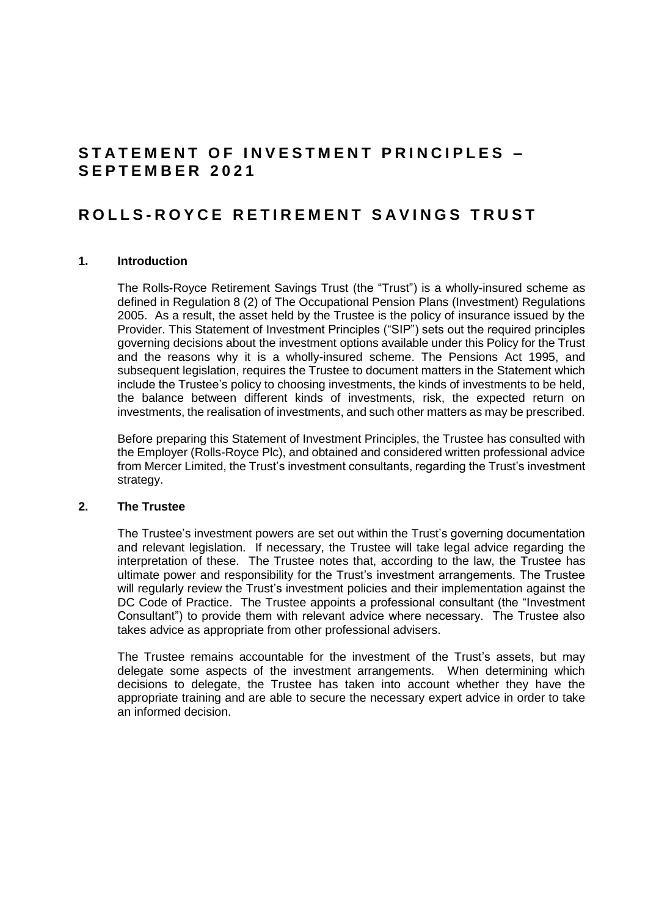# STATEMENT OF INVESTMENT PRINCIPLES – SEPTEMBER 2021

# ROLLS-ROYCE RETIREMENT SAVINGS TRUST

## 1. Introduction

The Rolls-Royce Retirement Savings Trust (the "Trust") is a wholly-insured scheme as defined in Regulation 8 (2) of The Occupational Pension Plans (Investment) Regulations 2005. As a result, the asset held by the Trustee is the policy of insurance issued by the Provider. This Statement of Investment Principles ("SIP") sets out the required principles governing decisions about the investment options available under this Policy for the Trust and the reasons why it is a wholly-insured scheme. The Pensions Act 1995, and subsequent legislation, requires the Trustee to document matters in the Statement which include the Trustee's policy to choosing investments, the kinds of investments to be held, the balance between different kinds of investments, risk, the expected return on investments, the realisation of investments, and such other matters as may be prescribed.

Before preparing this Statement of Investment Principles, the Trustee has consulted with the Employer (Rolls-Royce Plc), and obtained and considered written professional advice from Mercer Limited, the Trust's investment consultants, regarding the Trust's investment strategy.

## 2. The Trustee

The Trustee's investment powers are set out within the Trust's governing documentation and relevant legislation. If necessary, the Trustee will take legal advice regarding the interpretation of these. The Trustee notes that, according to the law, the Trustee has ultimate power and responsibility for the Trust's investment arrangements. The Trustee will regularly review the Trust's investment policies and their implementation against the DC Code of Practice. The Trustee appoints a professional consultant (the "Investment Consultant") to provide them with relevant advice where necessary. The Trustee also takes advice as appropriate from other professional advisers.

The Trustee remains accountable for the investment of the Trust's assets, but may delegate some aspects of the investment arrangements. When determining which decisions to delegate, the Trustee has taken into account whether they have the appropriate training and are able to secure the necessary expert advice in order to take an informed decision.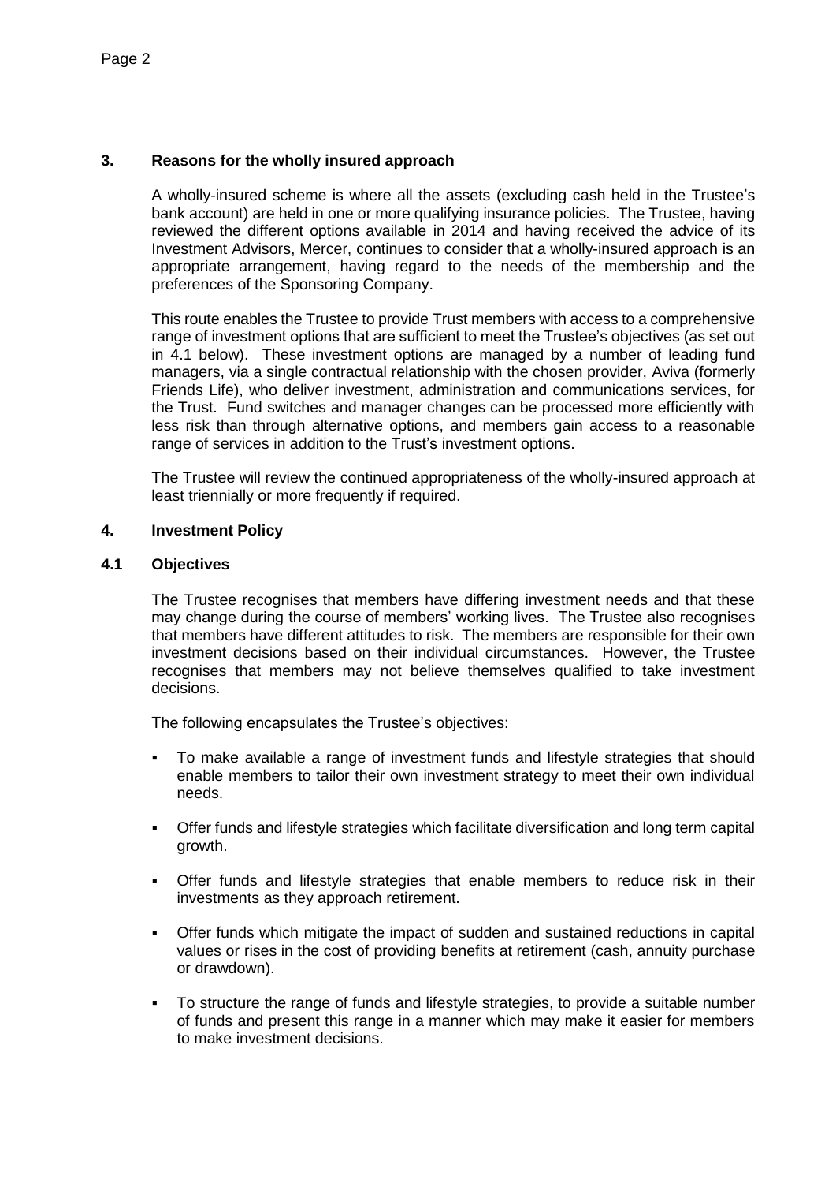## 3. Reasons for the wholly insured approach

A wholly-insured scheme is where all the assets (excluding cash held in the Trustee's bank account) are held in one or more qualifying insurance policies. The Trustee, having reviewed the different options available in 2014 and having received the advice of its Investment Advisors, Mercer, continues to consider that a wholly-insured approach is an appropriate arrangement, having regard to the needs of the membership and the preferences of the Sponsoring Company.

This route enables the Trustee to provide Trust members with access to a comprehensive range of investment options that are sufficient to meet the Trustee's objectives (as set out in 4.1 below). These investment options are managed by a number of leading fund managers, via a single contractual relationship with the chosen provider, Aviva (formerly Friends Life), who deliver investment, administration and communications services, for the Trust. Fund switches and manager changes can be processed more efficiently with less risk than through alternative options, and members gain access to a reasonable range of services in addition to the Trust's investment options.

The Trustee will review the continued appropriateness of the wholly-insured approach at least triennially or more frequently if required.

## 4. Investment Policy

### 4.1 Objectives

The Trustee recognises that members have differing investment needs and that these may change during the course of members' working lives. The Trustee also recognises that members have different attitudes to risk. The members are responsible for their own investment decisions based on their individual circumstances. However, the Trustee recognises that members may not believe themselves qualified to take investment decisions.

The following encapsulates the Trustee's objectives:

- To make available a range of investment funds and lifestyle strategies that should enable members to tailor their own investment strategy to meet their own individual needs.
- Offer funds and lifestyle strategies which facilitate diversification and long term capital growth.
- Offer funds and lifestyle strategies that enable members to reduce risk in their investments as they approach retirement.
- Offer funds which mitigate the impact of sudden and sustained reductions in capital values or rises in the cost of providing benefits at retirement (cash, annuity purchase or drawdown).
- To structure the range of funds and lifestyle strategies, to provide a suitable number of funds and present this range in a manner which may make it easier for members to make investment decisions.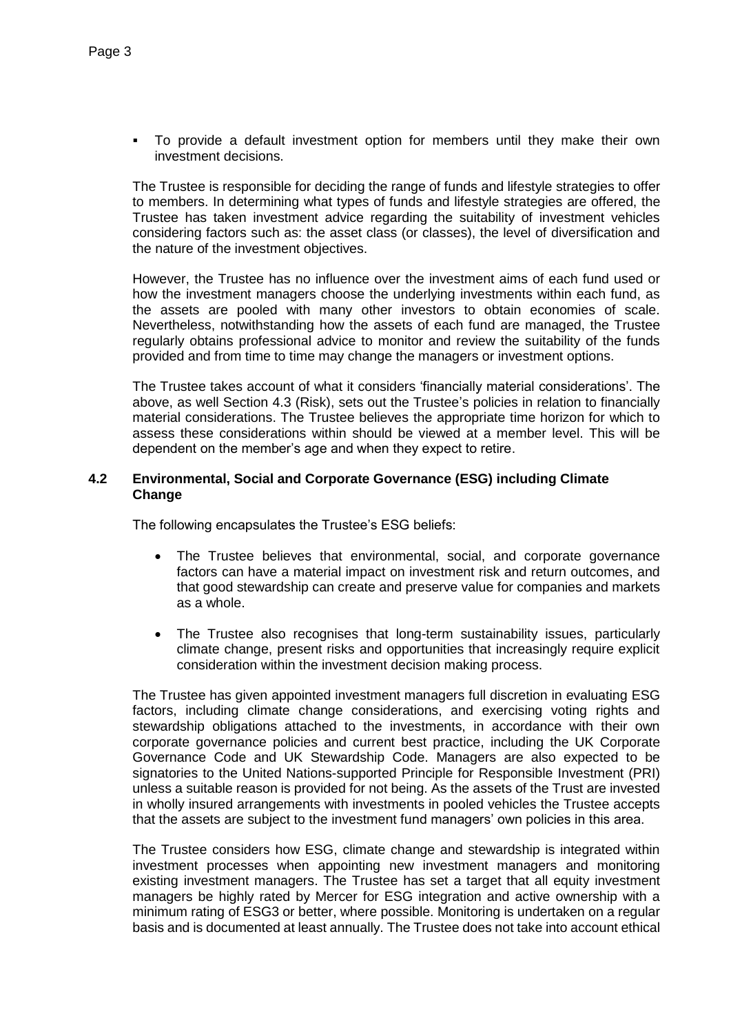- To provide a default investment option for members until they make their own investment decisions.

The Trustee is responsible for deciding the range of funds and lifestyle strategies to offer to members. In determining what types of funds and lifestyle strategies are offered, the Trustee has taken investment advice regarding the suitability of investment vehicles considering factors such as: the asset class (or classes), the level of diversification and the nature of the investment objectives.

However, the Trustee has no influence over the investment aims of each fund used or how the investment managers choose the underlying investments within each fund, as the assets are pooled with many other investors to obtain economies of scale. Nevertheless, notwithstanding how the assets of each fund are managed, the Trustee regularly obtains professional advice to monitor and review the suitability of the funds provided and from time to time may change the managers or investment options.

The Trustee takes account of what it considers 'financially material considerations'. The above, as well Section 4.3 (Risk), sets out the Trustee's policies in relation to financially material considerations. The Trustee believes the appropriate time horizon for which to assess these considerations within should be viewed at a member level. This will be dependent on the member's age and when they expect to retire.

### 4.2 Environmental, Social and Corporate Governance (ESG) including Climate Change

The following encapsulates the Trustee's ESG beliefs:

- The Trustee believes that environmental, social, and corporate governance factors can have a material impact on investment risk and return outcomes, and that good stewardship can create and preserve value for companies and markets as a whole.
- The Trustee also recognises that long-term sustainability issues, particularly climate change, present risks and opportunities that increasingly require explicit consideration within the investment decision making process.

The Trustee has given appointed investment managers full discretion in evaluating ESG factors, including climate change considerations, and exercising voting rights and stewardship obligations attached to the investments, in accordance with their own corporate governance policies and current best practice, including the UK Corporate Governance Code and UK Stewardship Code. Managers are also expected to be signatories to the United Nations-supported Principle for Responsible Investment (PRI) unless a suitable reason is provided for not being. As the assets of the Trust are invested in wholly insured arrangements with investments in pooled vehicles the Trustee accepts that the assets are subject to the investment fund managers' own policies in this area.

The Trustee considers how ESG, climate change and stewardship is integrated within investment processes when appointing new investment managers and monitoring existing investment managers. The Trustee has set a target that all equity investment managers be highly rated by Mercer for ESG integration and active ownership with a minimum rating of ESG3 or better, where possible. Monitoring is undertaken on a regular basis and is documented at least annually. The Trustee does not take into account ethical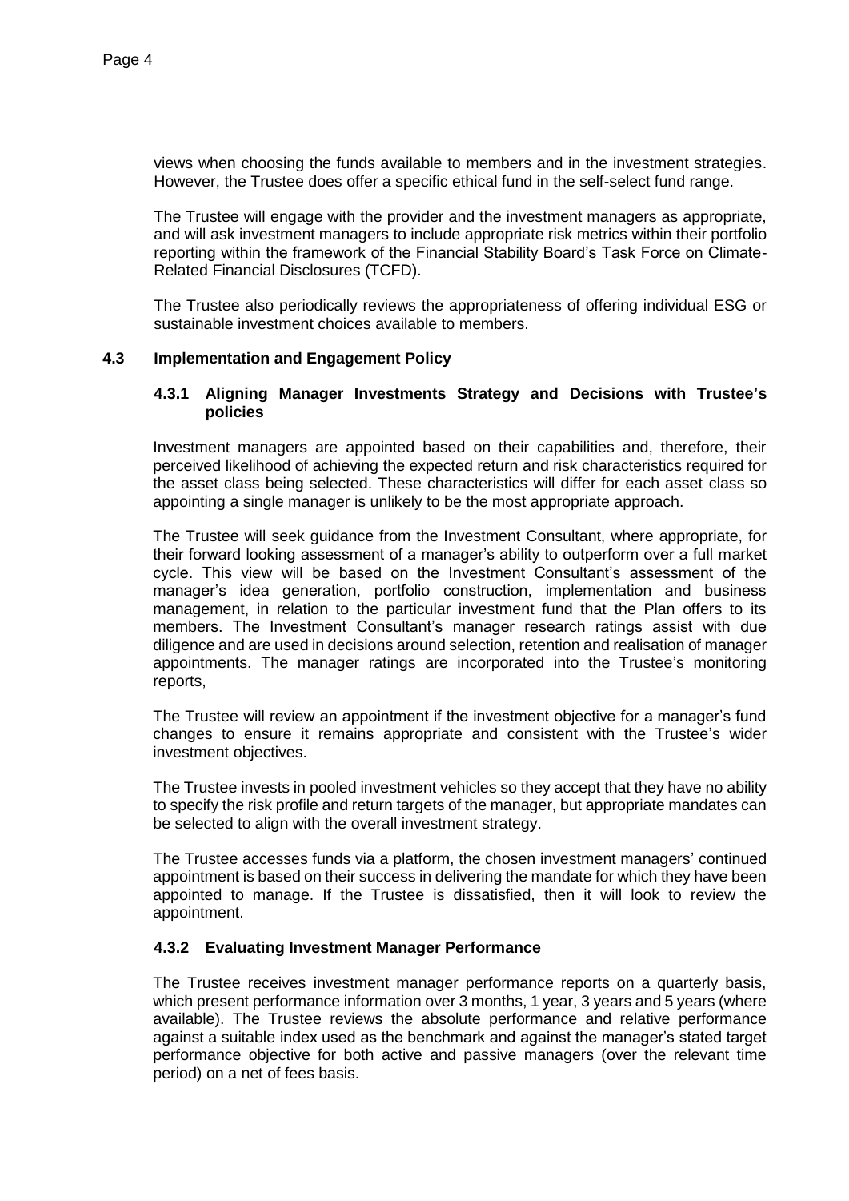views when choosing the funds available to members and in the investment strategies. However, the Trustee does offer a specific ethical fund in the self-select fund range.

The Trustee will engage with the provider and the investment managers as appropriate, and will ask investment managers to include appropriate risk metrics within their portfolio reporting within the framework of the Financial Stability Board's Task Force on Climate-Related Financial Disclosures (TCFD).

The Trustee also periodically reviews the appropriateness of offering individual ESG or sustainable investment choices available to members.

### 4.3 Implementation and Engagement Policy

#### 4.3.1 Aligning Manager Investments Strategy and Decisions with Trustee's policies

Investment managers are appointed based on their capabilities and, therefore, their perceived likelihood of achieving the expected return and risk characteristics required for the asset class being selected. These characteristics will differ for each asset class so appointing a single manager is unlikely to be the most appropriate approach.

The Trustee will seek guidance from the Investment Consultant, where appropriate, for their forward looking assessment of a manager's ability to outperform over a full market cycle. This view will be based on the Investment Consultant's assessment of the manager's idea generation, portfolio construction, implementation and business management, in relation to the particular investment fund that the Plan offers to its members. The Investment Consultant's manager research ratings assist with due diligence and are used in decisions around selection, retention and realisation of manager appointments. The manager ratings are incorporated into the Trustee's monitoring reports,

The Trustee will review an appointment if the investment objective for a manager's fund changes to ensure it remains appropriate and consistent with the Trustee's wider investment objectives.

The Trustee invests in pooled investment vehicles so they accept that they have no ability to specify the risk profile and return targets of the manager, but appropriate mandates can be selected to align with the overall investment strategy.

The Trustee accesses funds via a platform, the chosen investment managers' continued appointment is based on their success in delivering the mandate for which they have been appointed to manage. If the Trustee is dissatisfied, then it will look to review the appointment.

#### 4.3.2 Evaluating Investment Manager Performance

The Trustee receives investment manager performance reports on a quarterly basis, which present performance information over 3 months, 1 year, 3 years and 5 years (where available). The Trustee reviews the absolute performance and relative performance against a suitable index used as the benchmark and against the manager's stated target performance objective for both active and passive managers (over the relevant time period) on a net of fees basis.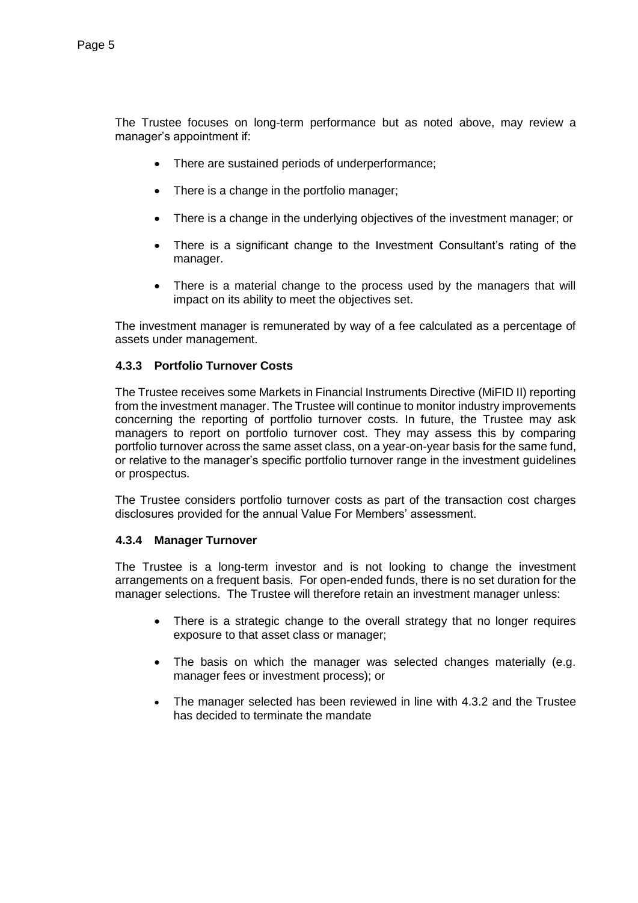The Trustee focuses on long-term performance but as noted above, may review a manager's appointment if:

- There are sustained periods of underperformance;
- There is a change in the portfolio manager;
- There is a change in the underlying objectives of the investment manager; or
- There is a significant change to the Investment Consultant's rating of the manager.
- There is a material change to the process used by the managers that will impact on its ability to meet the objectives set.

The investment manager is remunerated by way of a fee calculated as a percentage of assets under management.

### 4.3.3 Portfolio Turnover Costs

The Trustee receives some Markets in Financial Instruments Directive (MiFID II) reporting from the investment manager. The Trustee will continue to monitor industry improvements concerning the reporting of portfolio turnover costs. In future, the Trustee may ask managers to report on portfolio turnover cost. They may assess this by comparing portfolio turnover across the same asset class, on a year-on-year basis for the same fund, or relative to the manager's specific portfolio turnover range in the investment guidelines or prospectus.

The Trustee considers portfolio turnover costs as part of the transaction cost charges disclosures provided for the annual Value For Members' assessment.

### 4.3.4 Manager Turnover

The Trustee is a long-term investor and is not looking to change the investment arrangements on a frequent basis. For open-ended funds, there is no set duration for the manager selections. The Trustee will therefore retain an investment manager unless:

- There is a strategic change to the overall strategy that no longer requires exposure to that asset class or manager;
- The basis on which the manager was selected changes materially (e.g. manager fees or investment process); or
- The manager selected has been reviewed in line with 4.3.2 and the Trustee has decided to terminate the mandate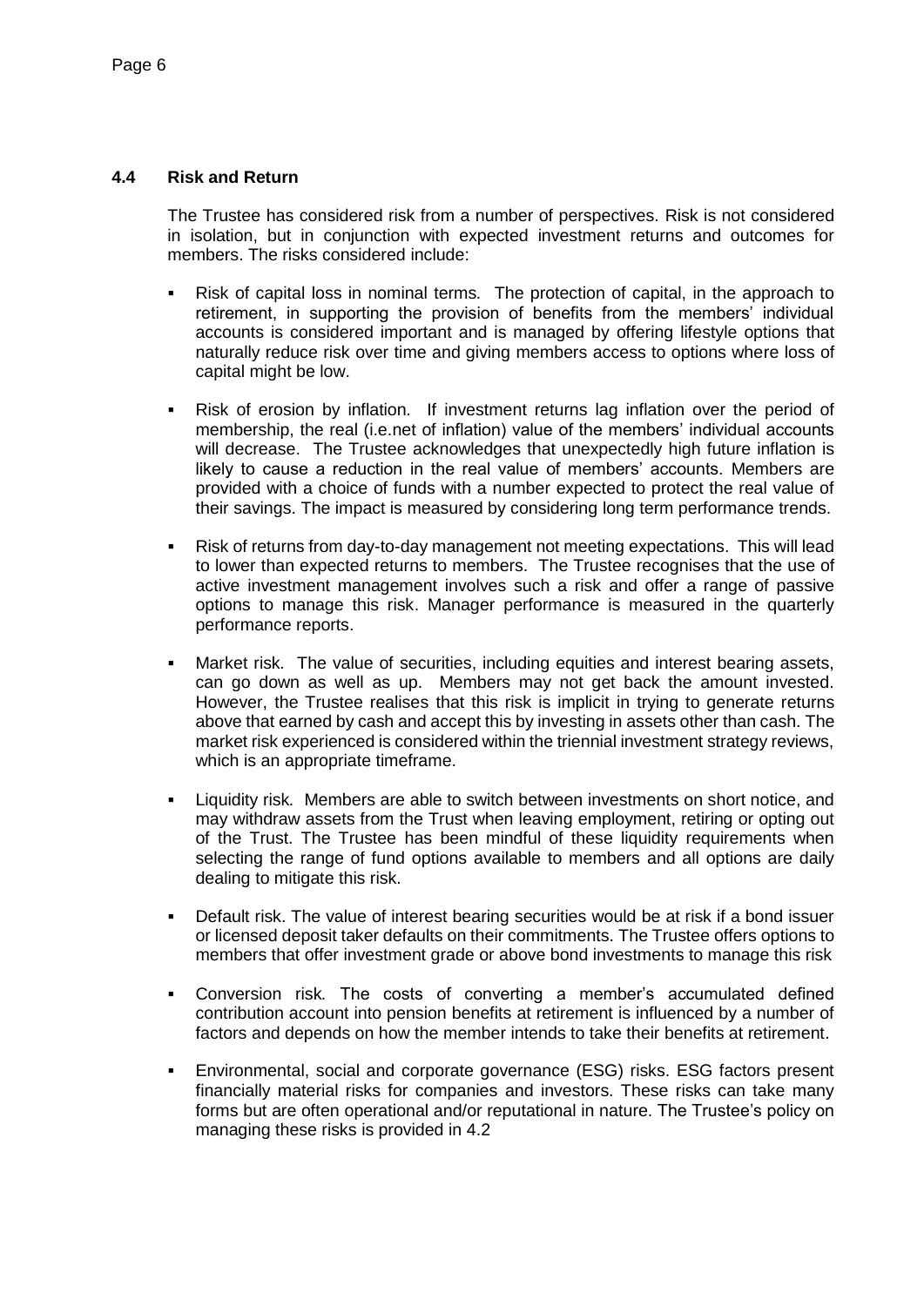### 4.4 Risk and Return

The Trustee has considered risk from a number of perspectives. Risk is not considered in isolation, but in conjunction with expected investment returns and outcomes for members. The risks considered include:

- Risk of capital loss in nominal terms. The protection of capital, in the approach to retirement, in supporting the provision of benefits from the members' individual accounts is considered important and is managed by offering lifestyle options that naturally reduce risk over time and giving members access to options where loss of capital might be low.

- Risk of erosion by inflation. If investment returns lag inflation over the period of membership, the real (i.e.net of inflation) value of the members' individual accounts will decrease. The Trustee acknowledges that unexpectedly high future inflation is likely to cause a reduction in the real value of members' accounts. Members are provided with a choice of funds with a number expected to protect the real value of their savings. The impact is measured by considering long term performance trends.

- Risk of returns from day-to-day management not meeting expectations. This will lead to lower than expected returns to members. The Trustee recognises that the use of active investment management involves such a risk and offer a range of passive options to manage this risk. Manager performance is measured in the quarterly performance reports.

- Market risk. The value of securities, including equities and interest bearing assets, can go down as well as up. Members may not get back the amount invested. However, the Trustee realises that this risk is implicit in trying to generate returns above that earned by cash and accept this by investing in assets other than cash. The market risk experienced is considered within the triennial investment strategy reviews, which is an appropriate timeframe.

- Liquidity risk. Members are able to switch between investments on short notice, and may withdraw assets from the Trust when leaving employment, retiring or opting out of the Trust. The Trustee has been mindful of these liquidity requirements when selecting the range of fund options available to members and all options are daily dealing to mitigate this risk.

- Default risk. The value of interest bearing securities would be at risk if a bond issuer or licensed deposit taker defaults on their commitments. The Trustee offers options to members that offer investment grade or above bond investments to manage this risk

- Conversion risk. The costs of converting a member's accumulated defined contribution account into pension benefits at retirement is influenced by a number of factors and depends on how the member intends to take their benefits at retirement.

- Environmental, social and corporate governance (ESG) risks. ESG factors present financially material risks for companies and investors. These risks can take many forms but are often operational and/or reputational in nature. The Trustee's policy on managing these risks is provided in 4.2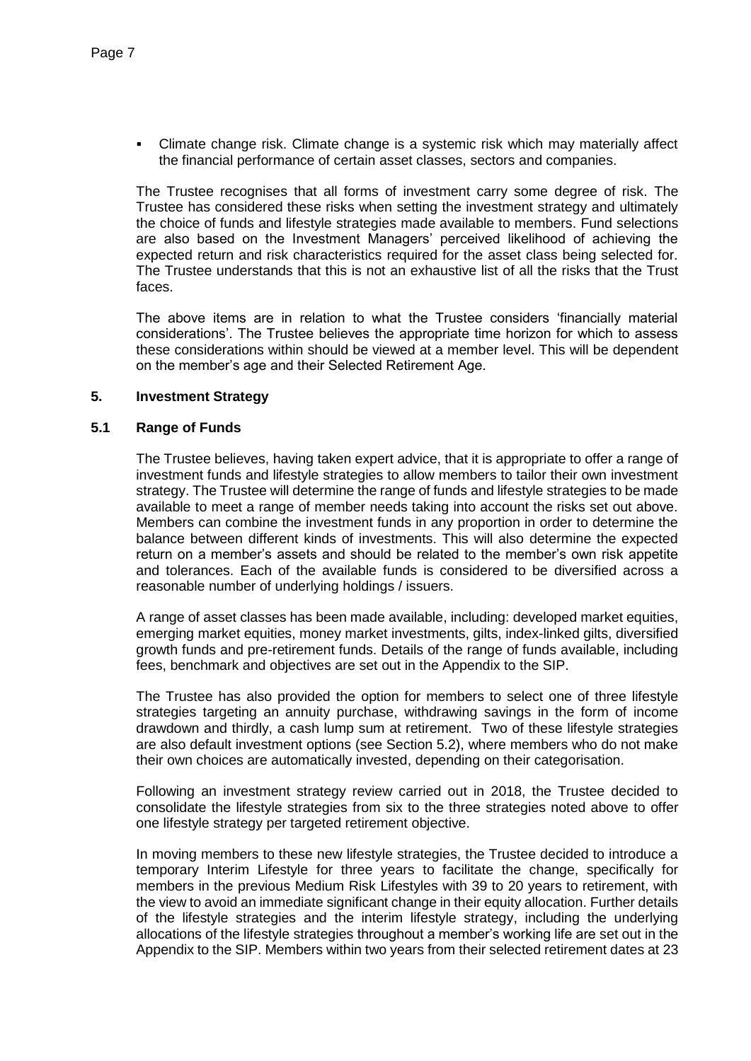- Climate change risk. Climate change is a systemic risk which may materially affect the financial performance of certain asset classes, sectors and companies.

The Trustee recognises that all forms of investment carry some degree of risk. The Trustee has considered these risks when setting the investment strategy and ultimately the choice of funds and lifestyle strategies made available to members. Fund selections are also based on the Investment Managers' perceived likelihood of achieving the expected return and risk characteristics required for the asset class being selected for. The Trustee understands that this is not an exhaustive list of all the risks that the Trust faces.

The above items are in relation to what the Trustee considers 'financially material considerations'. The Trustee believes the appropriate time horizon for which to assess these considerations within should be viewed at a member level. This will be dependent on the member's age and their Selected Retirement Age.

## 5. Investment Strategy

### 5.1 Range of Funds

The Trustee believes, having taken expert advice, that it is appropriate to offer a range of investment funds and lifestyle strategies to allow members to tailor their own investment strategy. The Trustee will determine the range of funds and lifestyle strategies to be made available to meet a range of member needs taking into account the risks set out above. Members can combine the investment funds in any proportion in order to determine the balance between different kinds of investments. This will also determine the expected return on a member's assets and should be related to the member's own risk appetite and tolerances. Each of the available funds is considered to be diversified across a reasonable number of underlying holdings / issuers.

A range of asset classes has been made available, including: developed market equities, emerging market equities, money market investments, gilts, index-linked gilts, diversified growth funds and pre-retirement funds. Details of the range of funds available, including fees, benchmark and objectives are set out in the Appendix to the SIP.

The Trustee has also provided the option for members to select one of three lifestyle strategies targeting an annuity purchase, withdrawing savings in the form of income drawdown and thirdly, a cash lump sum at retirement. Two of these lifestyle strategies are also default investment options (see Section 5.2), where members who do not make their own choices are automatically invested, depending on their categorisation.

Following an investment strategy review carried out in 2018, the Trustee decided to consolidate the lifestyle strategies from six to the three strategies noted above to offer one lifestyle strategy per targeted retirement objective.

In moving members to these new lifestyle strategies, the Trustee decided to introduce a temporary Interim Lifestyle for three years to facilitate the change, specifically for members in the previous Medium Risk Lifestyles with 39 to 20 years to retirement, with the view to avoid an immediate significant change in their equity allocation. Further details of the lifestyle strategies and the interim lifestyle strategy, including the underlying allocations of the lifestyle strategies throughout a member's working life are set out in the Appendix to the SIP. Members within two years from their selected retirement dates at 23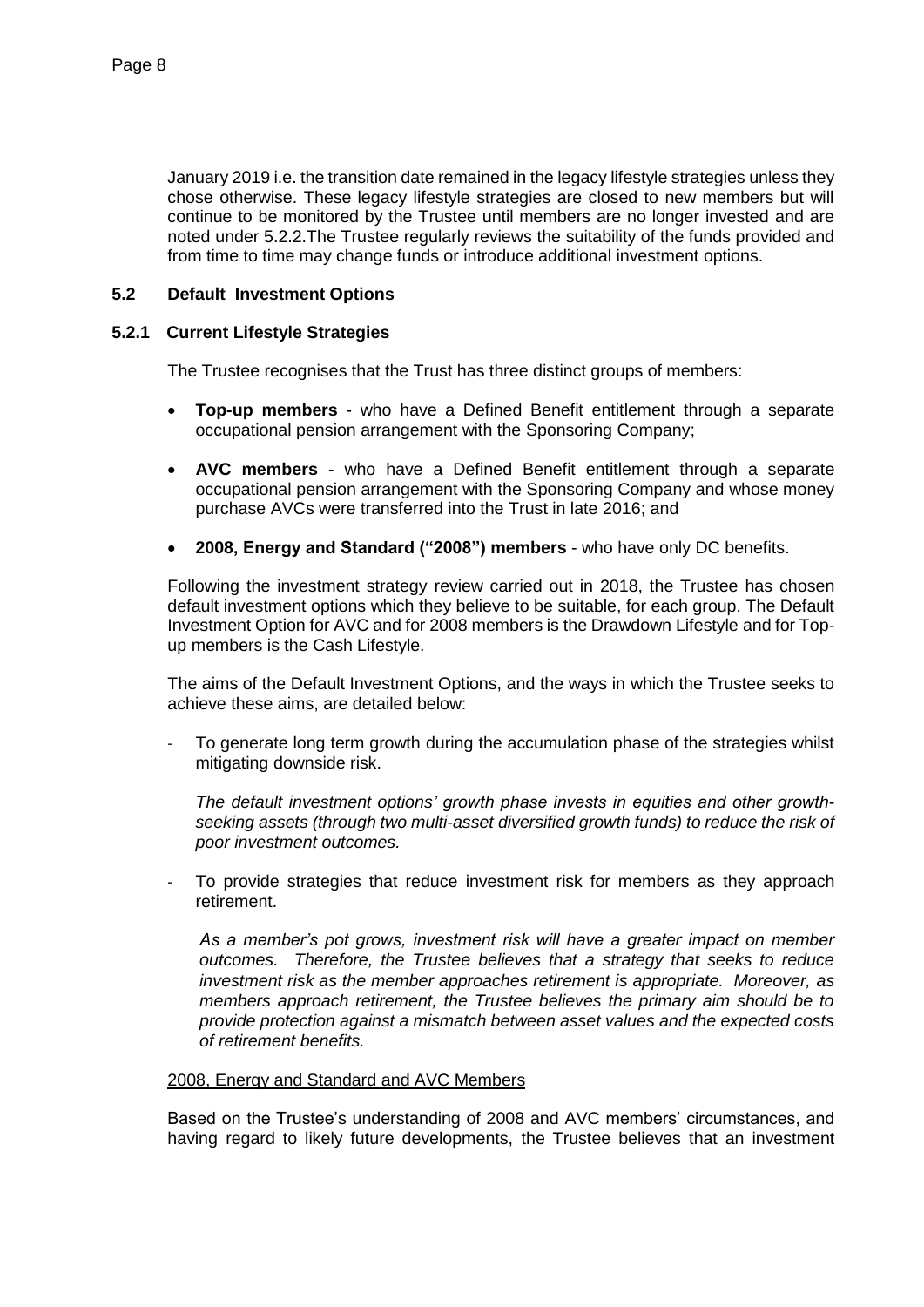January 2019 i.e. the transition date remained in the legacy lifestyle strategies unless they chose otherwise. These legacy lifestyle strategies are closed to new members but will continue to be monitored by the Trustee until members are no longer invested and are noted under 5.2.2.The Trustee regularly reviews the suitability of the funds provided and from time to time may change funds or introduce additional investment options.

## 5.2 Default Investment Options

### 5.2.1 Current Lifestyle Strategies

The Trustee recognises that the Trust has three distinct groups of members:

- **Top-up members** - who have a Defined Benefit entitlement through a separate occupational pension arrangement with the Sponsoring Company;
- **AVC members** - who have a Defined Benefit entitlement through a separate occupational pension arrangement with the Sponsoring Company and whose money purchase AVCs were transferred into the Trust in late 2016; and
- **2008, Energy and Standard ("2008") members** - who have only DC benefits.

Following the investment strategy review carried out in 2018, the Trustee has chosen default investment options which they believe to be suitable, for each group. The Default Investment Option for AVC and for 2008 members is the Drawdown Lifestyle and for Top-up members is the Cash Lifestyle.

The aims of the Default Investment Options, and the ways in which the Trustee seeks to achieve these aims, are detailed below:

- To generate long term growth during the accumulation phase of the strategies whilst mitigating downside risk.

  *The default investment options' growth phase invests in equities and other growth-seeking assets (through two multi-asset diversified growth funds) to reduce the risk of poor investment outcomes.*

- To provide strategies that reduce investment risk for members as they approach retirement.

  *As a member's pot grows, investment risk will have a greater impact on member outcomes. Therefore, the Trustee believes that a strategy that seeks to reduce investment risk as the member approaches retirement is appropriate. Moreover, as members approach retirement, the Trustee believes the primary aim should be to provide protection against a mismatch between asset values and the expected costs of retirement benefits.*

<u>2008, Energy and Standard and AVC Members</u>

Based on the Trustee's understanding of 2008 and AVC members' circumstances, and having regard to likely future developments, the Trustee believes that an investment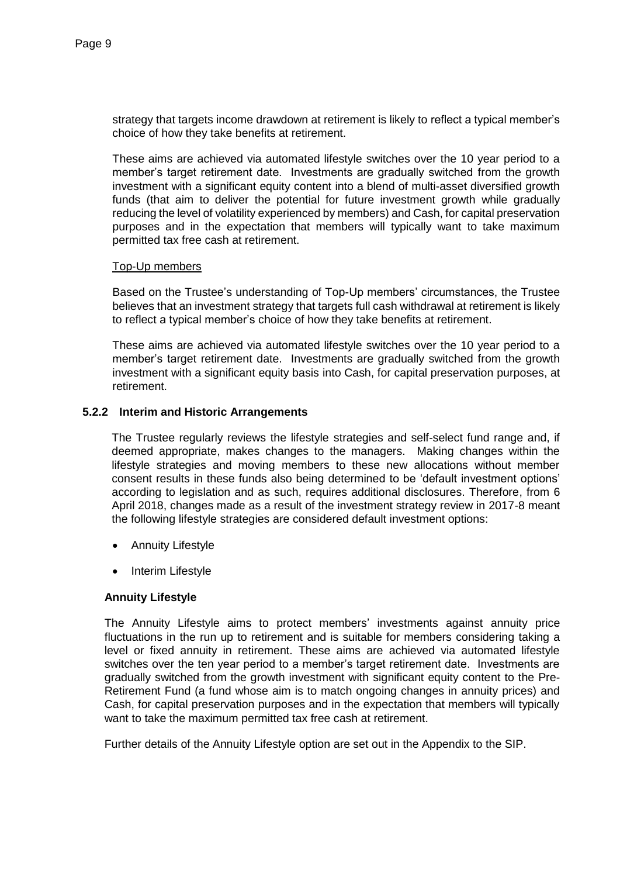strategy that targets income drawdown at retirement is likely to reflect a typical member's choice of how they take benefits at retirement.

These aims are achieved via automated lifestyle switches over the 10 year period to a member's target retirement date. Investments are gradually switched from the growth investment with a significant equity content into a blend of multi-asset diversified growth funds (that aim to deliver the potential for future investment growth while gradually reducing the level of volatility experienced by members) and Cash, for capital preservation purposes and in the expectation that members will typically want to take maximum permitted tax free cash at retirement.

<u>Top-Up members</u>

Based on the Trustee's understanding of Top-Up members' circumstances, the Trustee believes that an investment strategy that targets full cash withdrawal at retirement is likely to reflect a typical member's choice of how they take benefits at retirement.

These aims are achieved via automated lifestyle switches over the 10 year period to a member's target retirement date. Investments are gradually switched from the growth investment with a significant equity basis into Cash, for capital preservation purposes, at retirement.

### 5.2.2 Interim and Historic Arrangements

The Trustee regularly reviews the lifestyle strategies and self-select fund range and, if deemed appropriate, makes changes to the managers. Making changes within the lifestyle strategies and moving members to these new allocations without member consent results in these funds also being determined to be 'default investment options' according to legislation and as such, requires additional disclosures. Therefore, from 6 April 2018, changes made as a result of the investment strategy review in 2017-8 meant the following lifestyle strategies are considered default investment options:

- Annuity Lifestyle
- Interim Lifestyle

**Annuity Lifestyle**

The Annuity Lifestyle aims to protect members' investments against annuity price fluctuations in the run up to retirement and is suitable for members considering taking a level or fixed annuity in retirement. These aims are achieved via automated lifestyle switches over the ten year period to a member's target retirement date. Investments are gradually switched from the growth investment with significant equity content to the Pre-Retirement Fund (a fund whose aim is to match ongoing changes in annuity prices) and Cash, for capital preservation purposes and in the expectation that members will typically want to take the maximum permitted tax free cash at retirement.

Further details of the Annuity Lifestyle option are set out in the Appendix to the SIP.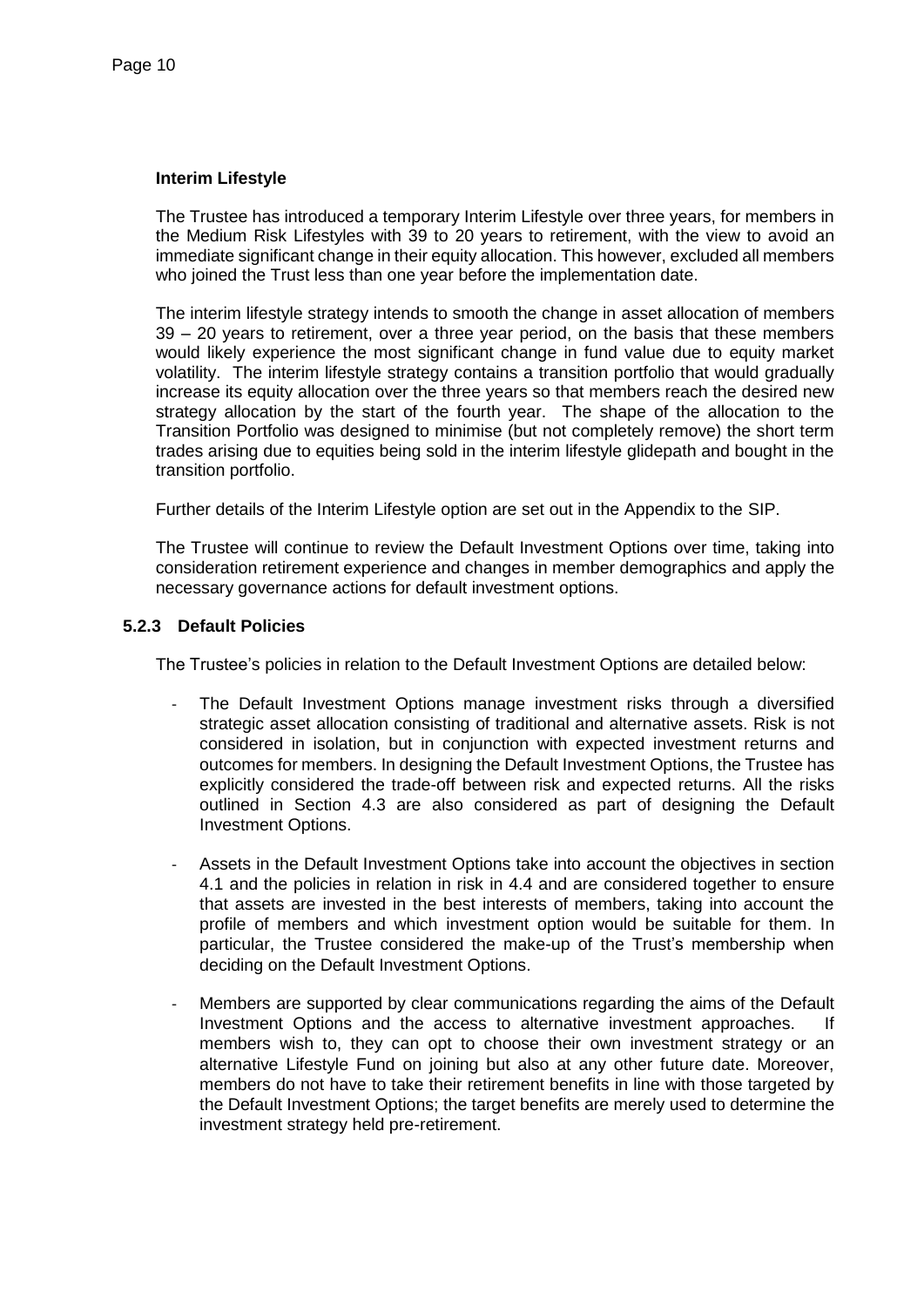**Interim Lifestyle**

The Trustee has introduced a temporary Interim Lifestyle over three years, for members in the Medium Risk Lifestyles with 39 to 20 years to retirement, with the view to avoid an immediate significant change in their equity allocation. This however, excluded all members who joined the Trust less than one year before the implementation date.

The interim lifestyle strategy intends to smooth the change in asset allocation of members 39 – 20 years to retirement, over a three year period, on the basis that these members would likely experience the most significant change in fund value due to equity market volatility. The interim lifestyle strategy contains a transition portfolio that would gradually increase its equity allocation over the three years so that members reach the desired new strategy allocation by the start of the fourth year. The shape of the allocation to the Transition Portfolio was designed to minimise (but not completely remove) the short term trades arising due to equities being sold in the interim lifestyle glidepath and bought in the transition portfolio.

Further details of the Interim Lifestyle option are set out in the Appendix to the SIP.

The Trustee will continue to review the Default Investment Options over time, taking into consideration retirement experience and changes in member demographics and apply the necessary governance actions for default investment options.

### 5.2.3 Default Policies

The Trustee's policies in relation to the Default Investment Options are detailed below:

- The Default Investment Options manage investment risks through a diversified strategic asset allocation consisting of traditional and alternative assets. Risk is not considered in isolation, but in conjunction with expected investment returns and outcomes for members. In designing the Default Investment Options, the Trustee has explicitly considered the trade-off between risk and expected returns. All the risks outlined in Section 4.3 are also considered as part of designing the Default Investment Options.
- Assets in the Default Investment Options take into account the objectives in section 4.1 and the policies in relation in risk in 4.4 and are considered together to ensure that assets are invested in the best interests of members, taking into account the profile of members and which investment option would be suitable for them. In particular, the Trustee considered the make-up of the Trust's membership when deciding on the Default Investment Options.
- Members are supported by clear communications regarding the aims of the Default Investment Options and the access to alternative investment approaches. If members wish to, they can opt to choose their own investment strategy or an alternative Lifestyle Fund on joining but also at any other future date. Moreover, members do not have to take their retirement benefits in line with those targeted by the Default Investment Options; the target benefits are merely used to determine the investment strategy held pre-retirement.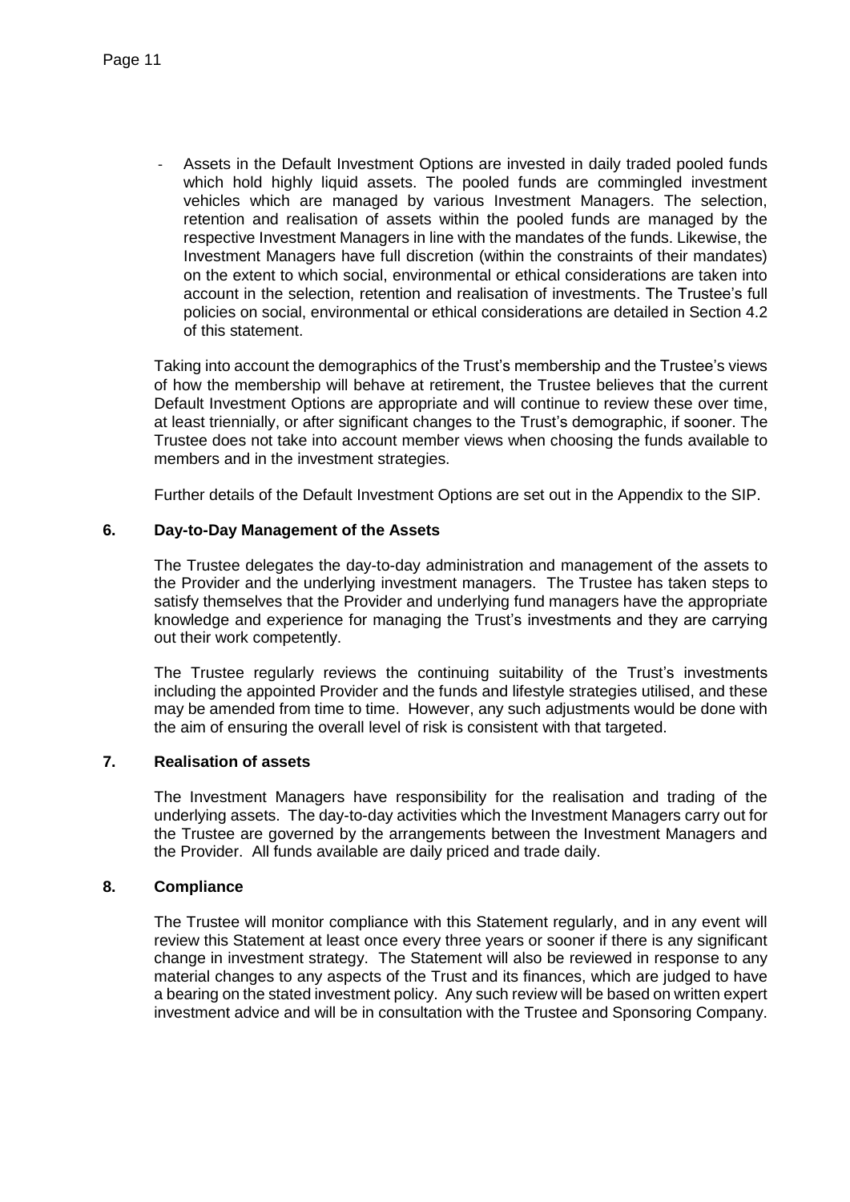- Assets in the Default Investment Options are invested in daily traded pooled funds which hold highly liquid assets. The pooled funds are commingled investment vehicles which are managed by various Investment Managers. The selection, retention and realisation of assets within the pooled funds are managed by the respective Investment Managers in line with the mandates of the funds. Likewise, the Investment Managers have full discretion (within the constraints of their mandates) on the extent to which social, environmental or ethical considerations are taken into account in the selection, retention and realisation of investments. The Trustee's full policies on social, environmental or ethical considerations are detailed in Section 4.2 of this statement.

Taking into account the demographics of the Trust's membership and the Trustee's views of how the membership will behave at retirement, the Trustee believes that the current Default Investment Options are appropriate and will continue to review these over time, at least triennially, or after significant changes to the Trust's demographic, if sooner. The Trustee does not take into account member views when choosing the funds available to members and in the investment strategies.

Further details of the Default Investment Options are set out in the Appendix to the SIP.

## 6. Day-to-Day Management of the Assets

The Trustee delegates the day-to-day administration and management of the assets to the Provider and the underlying investment managers. The Trustee has taken steps to satisfy themselves that the Provider and underlying fund managers have the appropriate knowledge and experience for managing the Trust's investments and they are carrying out their work competently.

The Trustee regularly reviews the continuing suitability of the Trust's investments including the appointed Provider and the funds and lifestyle strategies utilised, and these may be amended from time to time. However, any such adjustments would be done with the aim of ensuring the overall level of risk is consistent with that targeted.

## 7. Realisation of assets

The Investment Managers have responsibility for the realisation and trading of the underlying assets. The day-to-day activities which the Investment Managers carry out for the Trustee are governed by the arrangements between the Investment Managers and the Provider. All funds available are daily priced and trade daily.

## 8. Compliance

The Trustee will monitor compliance with this Statement regularly, and in any event will review this Statement at least once every three years or sooner if there is any significant change in investment strategy. The Statement will also be reviewed in response to any material changes to any aspects of the Trust and its finances, which are judged to have a bearing on the stated investment policy. Any such review will be based on written expert investment advice and will be in consultation with the Trustee and Sponsoring Company.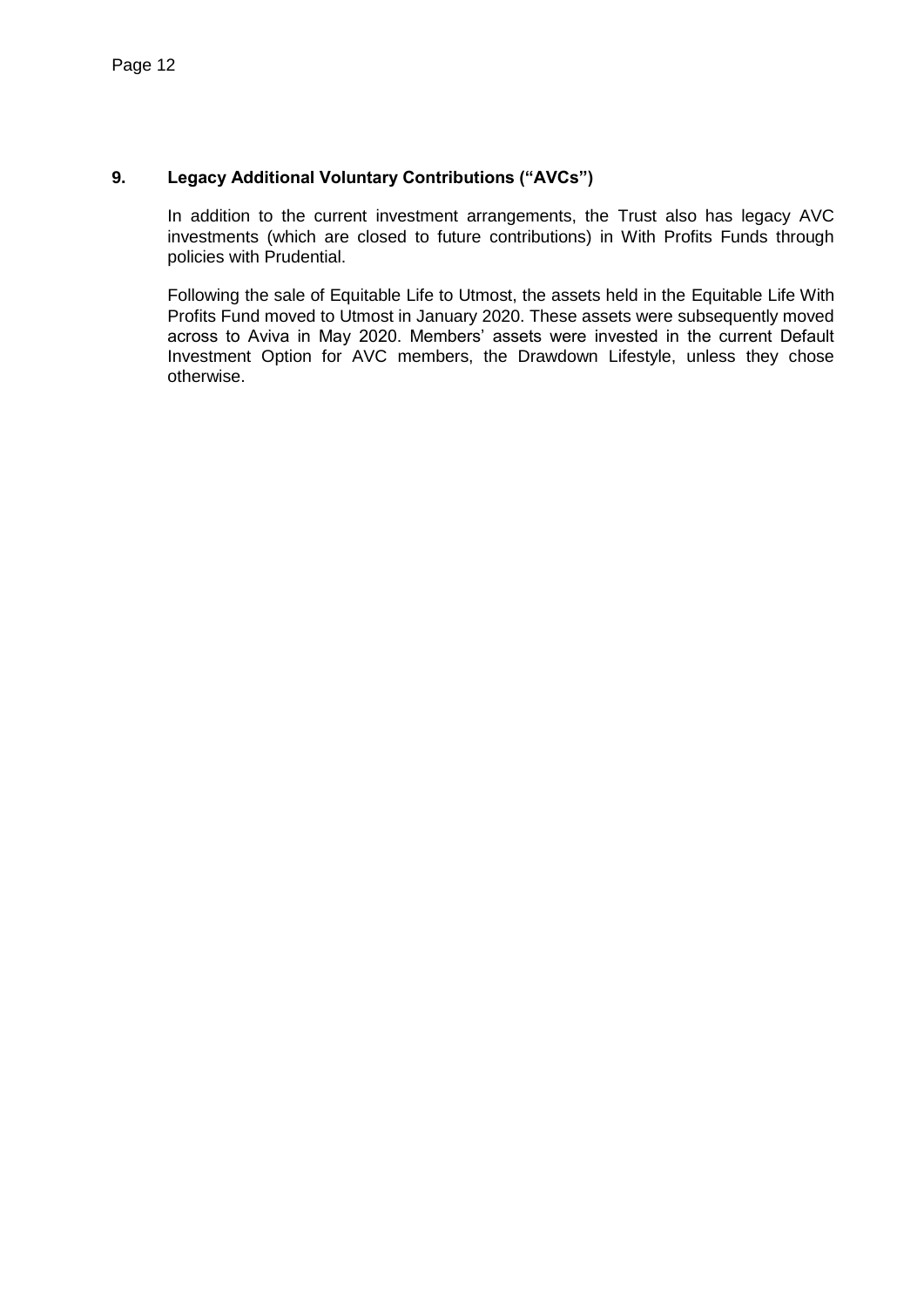## 9. Legacy Additional Voluntary Contributions ("AVCs")

In addition to the current investment arrangements, the Trust also has legacy AVC investments (which are closed to future contributions) in With Profits Funds through policies with Prudential.

Following the sale of Equitable Life to Utmost, the assets held in the Equitable Life With Profits Fund moved to Utmost in January 2020. These assets were subsequently moved across to Aviva in May 2020. Members' assets were invested in the current Default Investment Option for AVC members, the Drawdown Lifestyle, unless they chose otherwise.